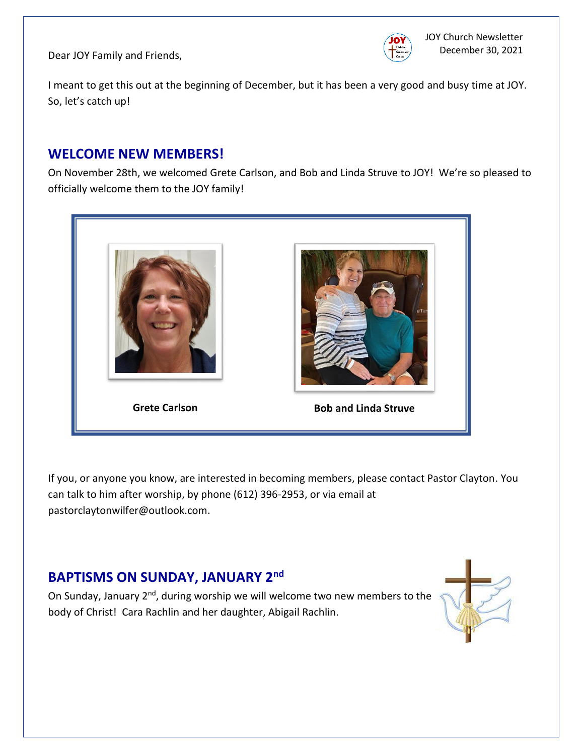JOY Church Newsletter
December 30, 2021

Dear JOY Family and Friends,

I meant to get this out at the beginning of December, but it has been a very good and busy time at JOY. So, let's catch up!

## WELCOME NEW MEMBERS!

On November 28th, we welcomed Grete Carlson, and Bob and Linda Struve to JOY! We're so pleased to officially welcome them to the JOY family!

**Grete Carlson**

**Bob and Linda Struve**

If you, or anyone you know, are interested in becoming members, please contact Pastor Clayton. You can talk to him after worship, by phone (612) 396-2953, or via email at pastorclaytonwilfer@outlook.com.

## BAPTISMS ON SUNDAY, JANUARY 2nd

On Sunday, January 2nd, during worship we will welcome two new members to the body of Christ! Cara Rachlin and her daughter, Abigail Rachlin.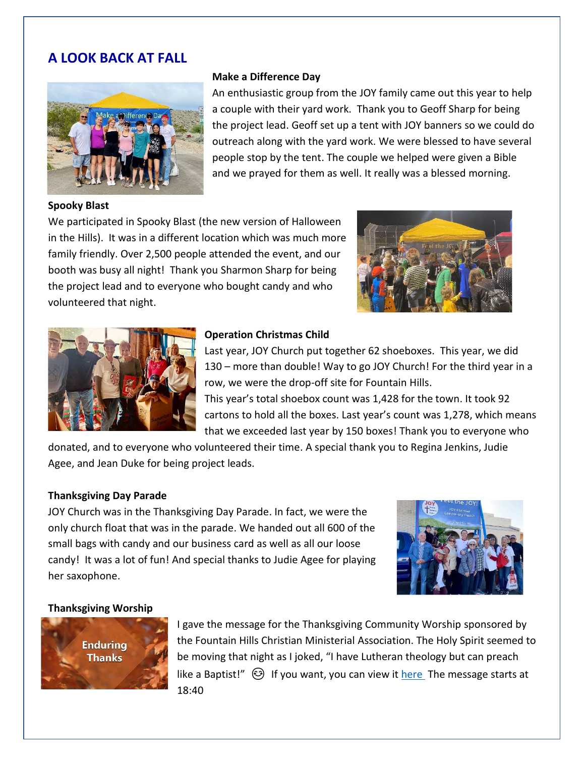## A LOOK BACK AT FALL

**Make a Difference Day**

An enthusiastic group from the JOY family came out this year to help a couple with their yard work. Thank you to Geoff Sharp for being the project lead. Geoff set up a tent with JOY banners so we could do outreach along with the yard work. We were blessed to have several people stop by the tent. The couple we helped were given a Bible and we prayed for them as well. It really was a blessed morning.

**Spooky Blast**

We participated in Spooky Blast (the new version of Halloween in the Hills). It was in a different location which was much more family friendly. Over 2,500 people attended the event, and our booth was busy all night! Thank you Sharmon Sharp for being the project lead and to everyone who bought candy and who volunteered that night.

**Operation Christmas Child**

Last year, JOY Church put together 62 shoeboxes. This year, we did 130 – more than double! Way to go JOY Church! For the third year in a row, we were the drop-off site for Fountain Hills.

This year's total shoebox count was 1,428 for the town. It took 92 cartons to hold all the boxes. Last year's count was 1,278, which means that we exceeded last year by 150 boxes! Thank you to everyone who donated, and to everyone who volunteered their time. A special thank you to Regina Jenkins, Judie Agee, and Jean Duke for being project leads.

**Thanksgiving Day Parade**

JOY Church was in the Thanksgiving Day Parade. In fact, we were the only church float that was in the parade. We handed out all 600 of the small bags with candy and our business card as well as all our loose candy! It was a lot of fun! And special thanks to Judie Agee for playing her saxophone.

**Thanksgiving Worship**

I gave the message for the Thanksgiving Community Worship sponsored by the Fountain Hills Christian Ministerial Association. The Holy Spirit seemed to be moving that night as I joked, "I have Lutheran theology but can preach like a Baptist!" 😌 If you want, you can view it here The message starts at 18:40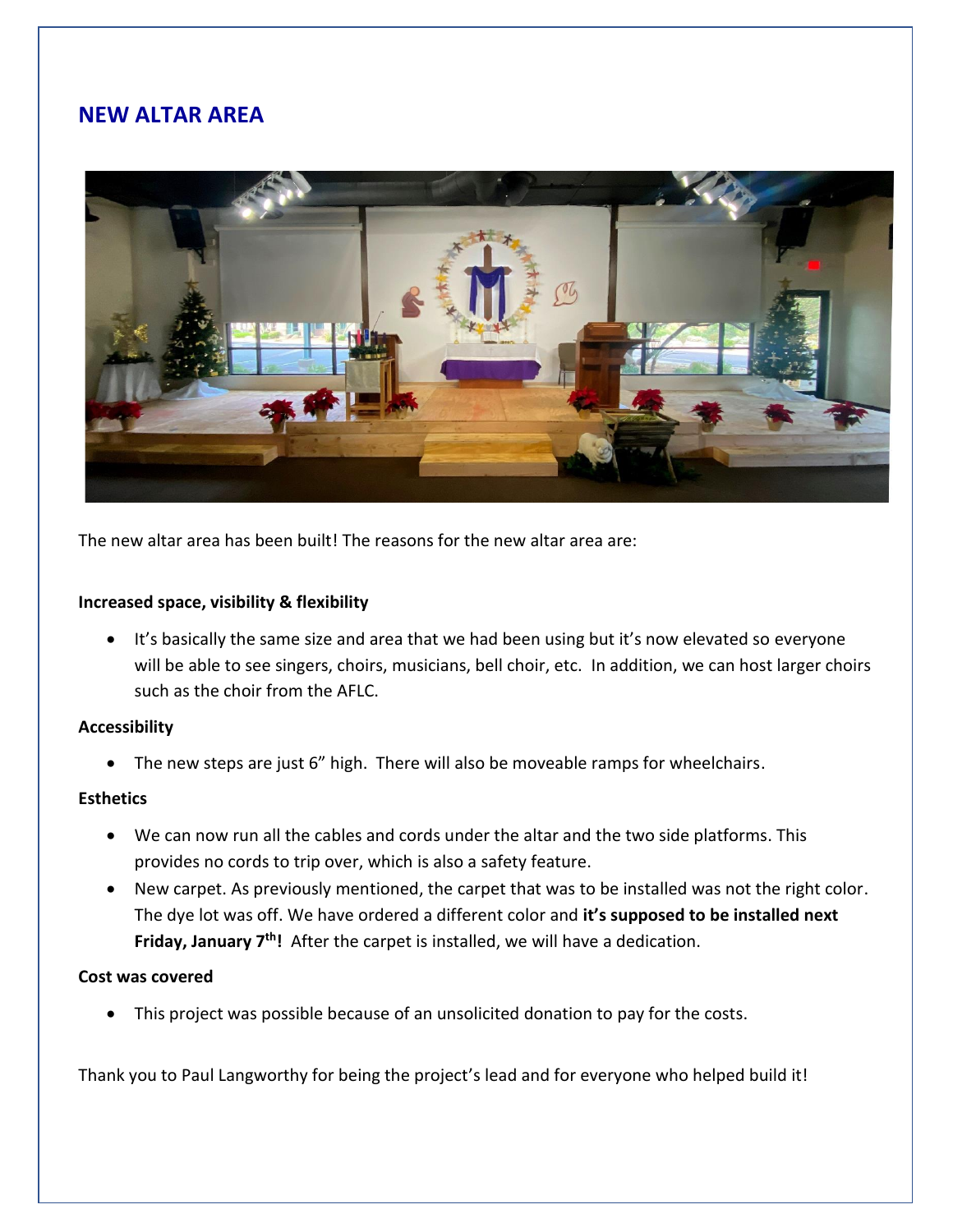## NEW ALTAR AREA

The new altar area has been built! The reasons for the new altar area are:

**Increased space, visibility & flexibility**

- It's basically the same size and area that we had been using but it's now elevated so everyone will be able to see singers, choirs, musicians, bell choir, etc. In addition, we can host larger choirs such as the choir from the AFLC.

**Accessibility**

- The new steps are just 6" high. There will also be moveable ramps for wheelchairs.

**Esthetics**

- We can now run all the cables and cords under the altar and the two side platforms. This provides no cords to trip over, which is also a safety feature.
- New carpet. As previously mentioned, the carpet that was to be installed was not the right color. The dye lot was off. We have ordered a different color and **it's supposed to be installed next Friday, January 7th!** After the carpet is installed, we will have a dedication.

**Cost was covered**

- This project was possible because of an unsolicited donation to pay for the costs.

Thank you to Paul Langworthy for being the project's lead and for everyone who helped build it!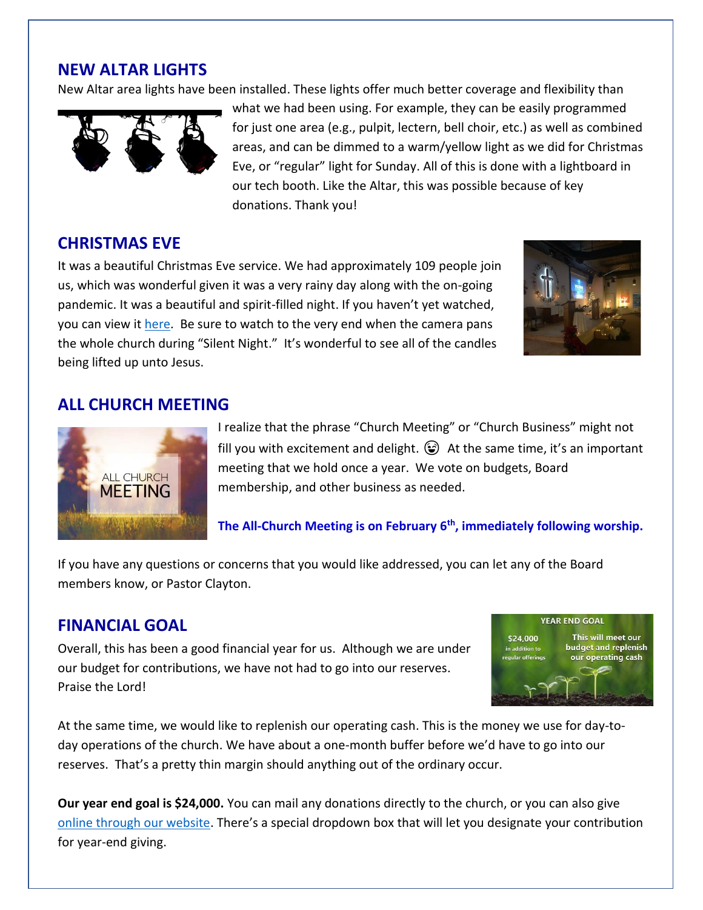## NEW ALTAR LIGHTS

New Altar area lights have been installed. These lights offer much better coverage and flexibility than what we had been using. For example, they can be easily programmed for just one area (e.g., pulpit, lectern, bell choir, etc.) as well as combined areas, and can be dimmed to a warm/yellow light as we did for Christmas Eve, or "regular" light for Sunday. All of this is done with a lightboard in our tech booth. Like the Altar, this was possible because of key donations. Thank you!

## CHRISTMAS EVE

It was a beautiful Christmas Eve service. We had approximately 109 people join us, which was wonderful given it was a very rainy day along with the on-going pandemic. It was a beautiful and spirit-filled night. If you haven't yet watched, you can view it here. Be sure to watch to the very end when the camera pans the whole church during "Silent Night." It's wonderful to see all of the candles being lifted up unto Jesus.

## ALL CHURCH MEETING

I realize that the phrase "Church Meeting" or "Church Business" might not fill you with excitement and delight. 😉 At the same time, it's an important meeting that we hold once a year. We vote on budgets, Board membership, and other business as needed.

**The All-Church Meeting is on February 6th, immediately following worship.**

If you have any questions or concerns that you would like addressed, you can let any of the Board members know, or Pastor Clayton.

## FINANCIAL GOAL

Overall, this has been a good financial year for us. Although we are under our budget for contributions, we have not had to go into our reserves. Praise the Lord!

YEAR END GOAL
$24,000 in addition to regular offerings
This will meet our budget and replenish our operating cash

At the same time, we would like to replenish our operating cash. This is the money we use for day-to-day operations of the church. We have about a one-month buffer before we'd have to go into our reserves. That's a pretty thin margin should anything out of the ordinary occur.

**Our year end goal is $24,000.** You can mail any donations directly to the church, or you can also give online through our website. There's a special dropdown box that will let you designate your contribution for year-end giving.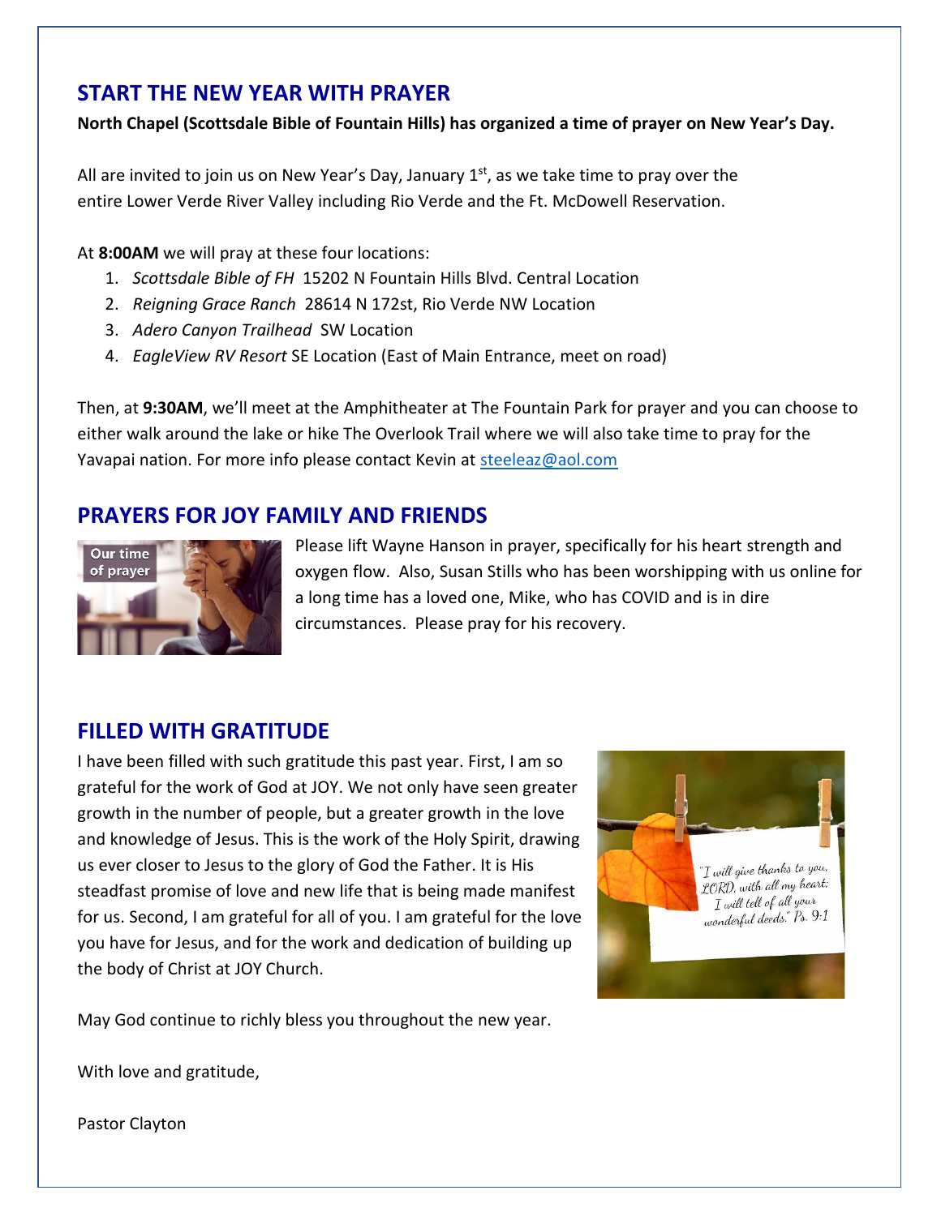## START THE NEW YEAR WITH PRAYER

**North Chapel (Scottsdale Bible of Fountain Hills) has organized a time of prayer on New Year's Day.**

All are invited to join us on New Year's Day, January 1st, as we take time to pray over the entire Lower Verde River Valley including Rio Verde and the Ft. McDowell Reservation.

At **8:00AM** we will pray at these four locations:

1. *Scottsdale Bible of FH* 15202 N Fountain Hills Blvd. Central Location
2. *Reigning Grace Ranch* 28614 N 172st, Rio Verde NW Location
3. *Adero Canyon Trailhead* SW Location
4. *EagleView RV Resort* SE Location (East of Main Entrance, meet on road)

Then, at **9:30AM**, we'll meet at the Amphitheater at The Fountain Park for prayer and you can choose to either walk around the lake or hike The Overlook Trail where we will also take time to pray for the Yavapai nation. For more info please contact Kevin at steeleaz@aol.com

## PRAYERS FOR JOY FAMILY AND FRIENDS

Please lift Wayne Hanson in prayer, specifically for his heart strength and oxygen flow. Also, Susan Stills who has been worshipping with us online for a long time has a loved one, Mike, who has COVID and is in dire circumstances. Please pray for his recovery.

## FILLED WITH GRATITUDE

I have been filled with such gratitude this past year. First, I am so grateful for the work of God at JOY. We not only have seen greater growth in the number of people, but a greater growth in the love and knowledge of Jesus. This is the work of the Holy Spirit, drawing us ever closer to Jesus to the glory of God the Father. It is His steadfast promise of love and new life that is being made manifest for us. Second, I am grateful for all of you. I am grateful for the love you have for Jesus, and for the work and dedication of building up the body of Christ at JOY Church.

May God continue to richly bless you throughout the new year.

With love and gratitude,

Pastor Clayton